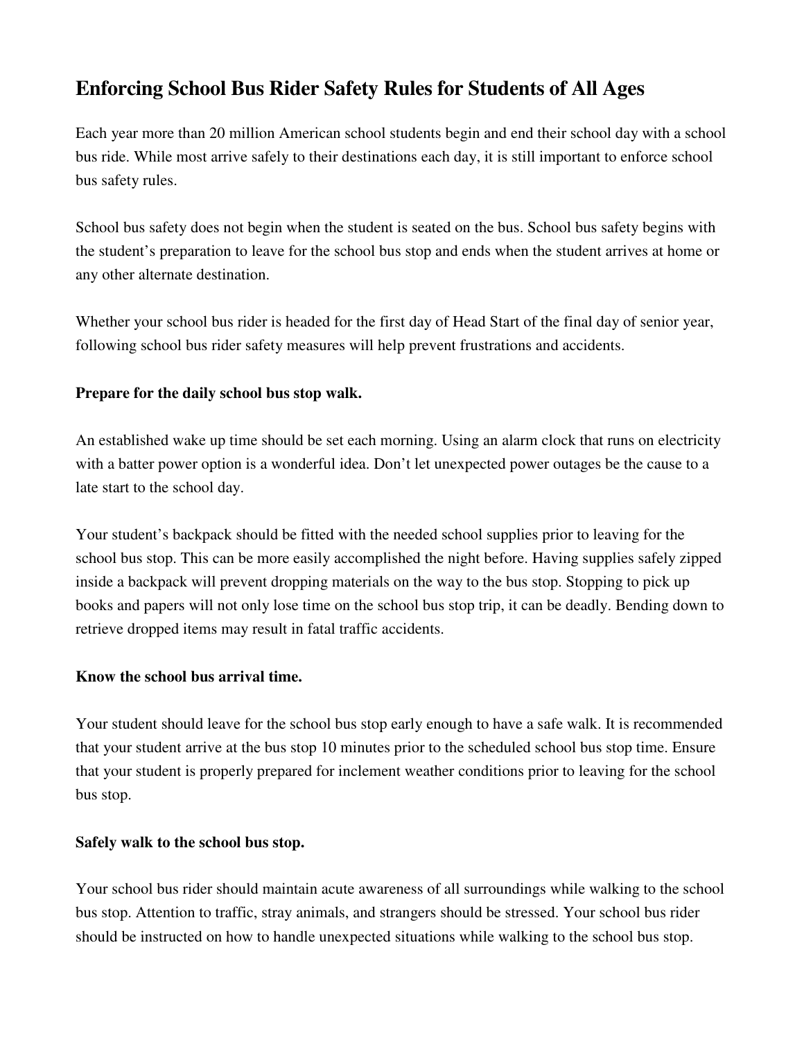# Enforcing School Bus Rider Safety Rules for Students of All Ages

Each year more than 20 million American school students begin and end their school day with a school bus ride. While most arrive safely to their destinations each day, it is still important to enforce school bus safety rules.

School bus safety does not begin when the student is seated on the bus. School bus safety begins with the student's preparation to leave for the school bus stop and ends when the student arrives at home or any other alternate destination.

Whether your school bus rider is headed for the first day of Head Start of the final day of senior year, following school bus rider safety measures will help prevent frustrations and accidents.

**Prepare for the daily school bus stop walk.**

An established wake up time should be set each morning. Using an alarm clock that runs on electricity with a batter power option is a wonderful idea. Don't let unexpected power outages be the cause to a late start to the school day.

Your student's backpack should be fitted with the needed school supplies prior to leaving for the school bus stop. This can be more easily accomplished the night before. Having supplies safely zipped inside a backpack will prevent dropping materials on the way to the bus stop. Stopping to pick up books and papers will not only lose time on the school bus stop trip, it can be deadly. Bending down to retrieve dropped items may result in fatal traffic accidents.

**Know the school bus arrival time.**

Your student should leave for the school bus stop early enough to have a safe walk. It is recommended that your student arrive at the bus stop 10 minutes prior to the scheduled school bus stop time. Ensure that your student is properly prepared for inclement weather conditions prior to leaving for the school bus stop.

**Safely walk to the school bus stop.**

Your school bus rider should maintain acute awareness of all surroundings while walking to the school bus stop. Attention to traffic, stray animals, and strangers should be stressed. Your school bus rider should be instructed on how to handle unexpected situations while walking to the school bus stop.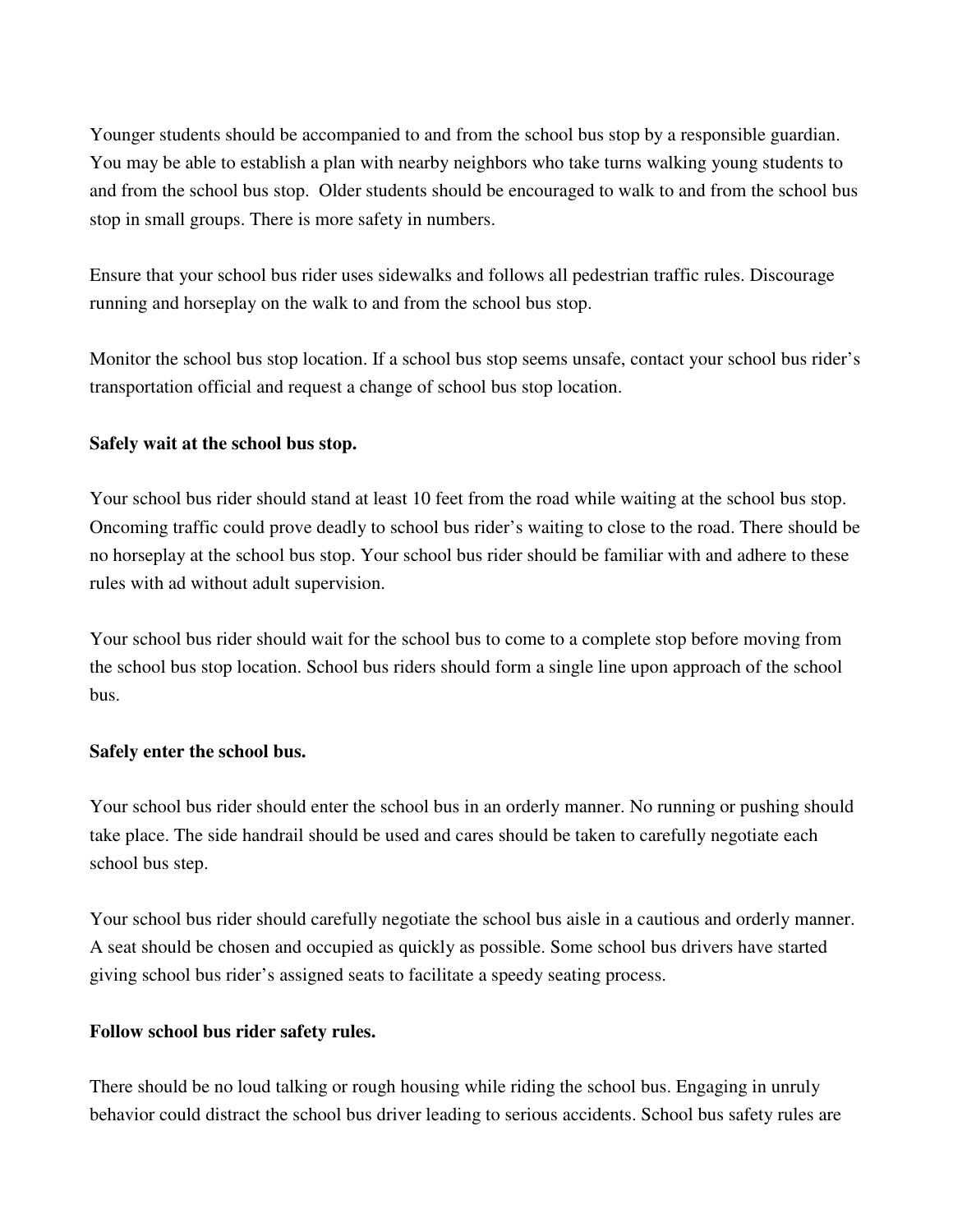Younger students should be accompanied to and from the school bus stop by a responsible guardian. You may be able to establish a plan with nearby neighbors who take turns walking young students to and from the school bus stop.  Older students should be encouraged to walk to and from the school bus stop in small groups. There is more safety in numbers.

Ensure that your school bus rider uses sidewalks and follows all pedestrian traffic rules. Discourage running and horseplay on the walk to and from the school bus stop.

Monitor the school bus stop location. If a school bus stop seems unsafe, contact your school bus rider's transportation official and request a change of school bus stop location.

**Safely wait at the school bus stop.**

Your school bus rider should stand at least 10 feet from the road while waiting at the school bus stop. Oncoming traffic could prove deadly to school bus rider's waiting to close to the road. There should be no horseplay at the school bus stop. Your school bus rider should be familiar with and adhere to these rules with ad without adult supervision.

Your school bus rider should wait for the school bus to come to a complete stop before moving from the school bus stop location. School bus riders should form a single line upon approach of the school bus.

**Safely enter the school bus.**

Your school bus rider should enter the school bus in an orderly manner. No running or pushing should take place. The side handrail should be used and cares should be taken to carefully negotiate each school bus step.

Your school bus rider should carefully negotiate the school bus aisle in a cautious and orderly manner. A seat should be chosen and occupied as quickly as possible. Some school bus drivers have started giving school bus rider's assigned seats to facilitate a speedy seating process.

**Follow school bus rider safety rules.**

There should be no loud talking or rough housing while riding the school bus. Engaging in unruly behavior could distract the school bus driver leading to serious accidents. School bus safety rules are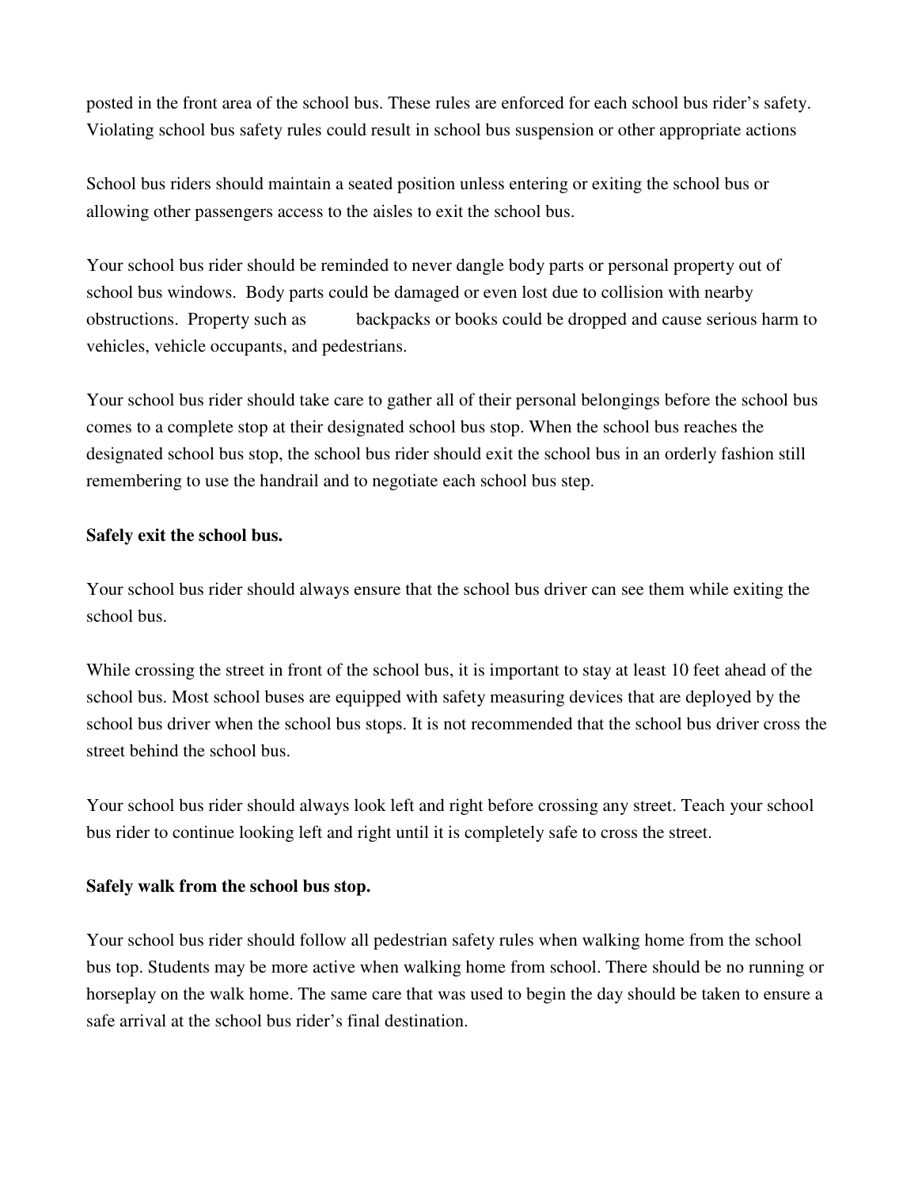posted in the front area of the school bus. These rules are enforced for each school bus rider's safety. Violating school bus safety rules could result in school bus suspension or other appropriate actions

School bus riders should maintain a seated position unless entering or exiting the school bus or allowing other passengers access to the aisles to exit the school bus.

Your school bus rider should be reminded to never dangle body parts or personal property out of school bus windows. Body parts could be damaged or even lost due to collision with nearby obstructions. Property such as backpacks or books could be dropped and cause serious harm to vehicles, vehicle occupants, and pedestrians.

Your school bus rider should take care to gather all of their personal belongings before the school bus comes to a complete stop at their designated school bus stop. When the school bus reaches the designated school bus stop, the school bus rider should exit the school bus in an orderly fashion still remembering to use the handrail and to negotiate each school bus step.

**Safely exit the school bus.**

Your school bus rider should always ensure that the school bus driver can see them while exiting the school bus.

While crossing the street in front of the school bus, it is important to stay at least 10 feet ahead of the school bus. Most school buses are equipped with safety measuring devices that are deployed by the school bus driver when the school bus stops. It is not recommended that the school bus driver cross the street behind the school bus.

Your school bus rider should always look left and right before crossing any street. Teach your school bus rider to continue looking left and right until it is completely safe to cross the street.

**Safely walk from the school bus stop.**

Your school bus rider should follow all pedestrian safety rules when walking home from the school bus top. Students may be more active when walking home from school. There should be no running or horseplay on the walk home. The same care that was used to begin the day should be taken to ensure a safe arrival at the school bus rider's final destination.